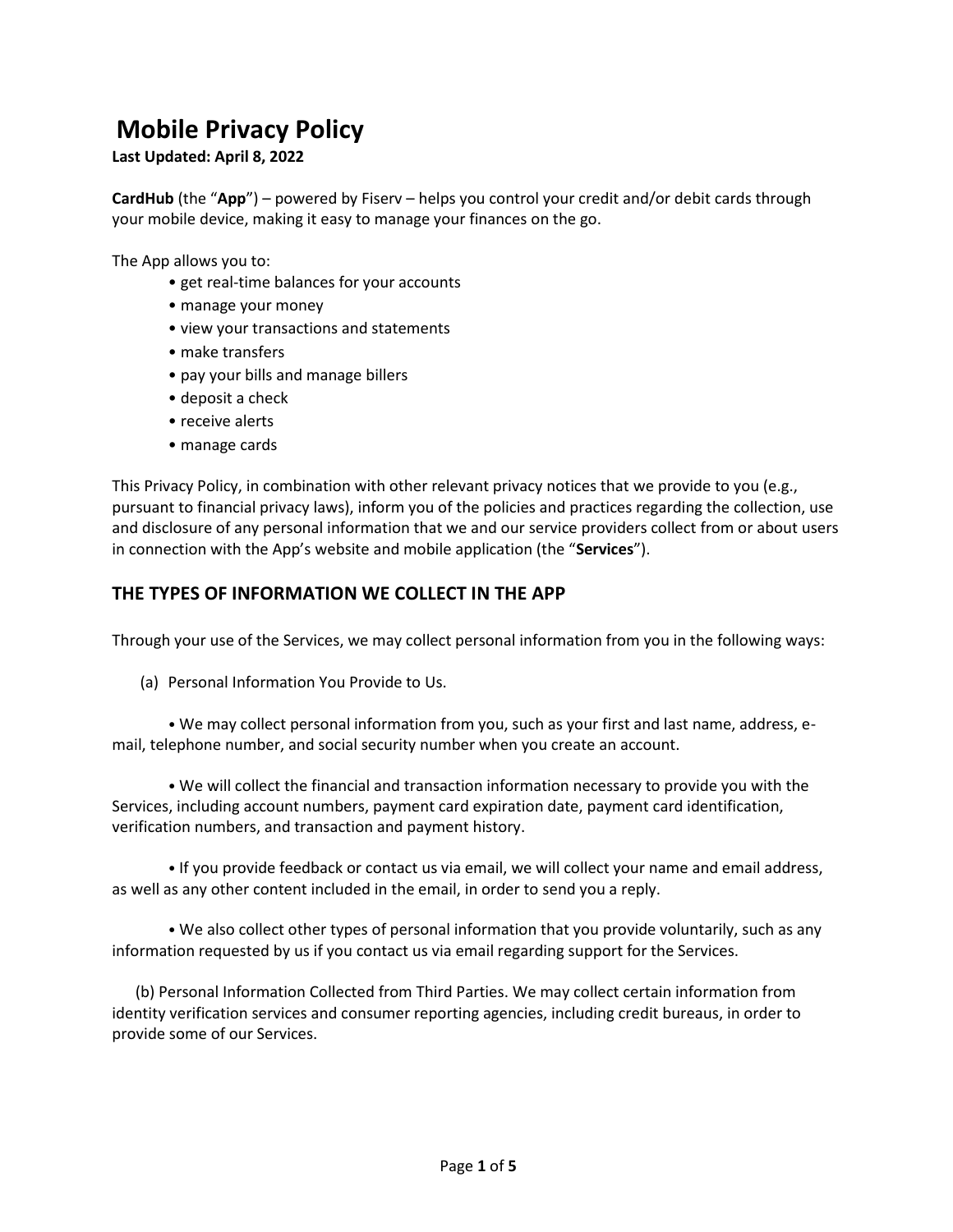# Mobile Privacy Policy

**Last Updated: April 8, 2022**

**CardHub** (the "**App**") – powered by Fiserv – helps you control your credit and/or debit cards through your mobile device, making it easy to manage your finances on the go.

The App allows you to:

- get real-time balances for your accounts
- manage your money
- view your transactions and statements
- make transfers
- pay your bills and manage billers
- deposit a check
- receive alerts
- manage cards

This Privacy Policy, in combination with other relevant privacy notices that we provide to you (e.g., pursuant to financial privacy laws), inform you of the policies and practices regarding the collection, use and disclosure of any personal information that we and our service providers collect from or about users in connection with the App's website and mobile application (the "**Services**").

## THE TYPES OF INFORMATION WE COLLECT IN THE APP

Through your use of the Services, we may collect personal information from you in the following ways:

(a) Personal Information You Provide to Us.

- We may collect personal information from you, such as your first and last name, address, e-mail, telephone number, and social security number when you create an account.

- We will collect the financial and transaction information necessary to provide you with the Services, including account numbers, payment card expiration date, payment card identification, verification numbers, and transaction and payment history.

- If you provide feedback or contact us via email, we will collect your name and email address, as well as any other content included in the email, in order to send you a reply.

- We also collect other types of personal information that you provide voluntarily, such as any information requested by us if you contact us via email regarding support for the Services.

(b) Personal Information Collected from Third Parties. We may collect certain information from identity verification services and consumer reporting agencies, including credit bureaus, in order to provide some of our Services.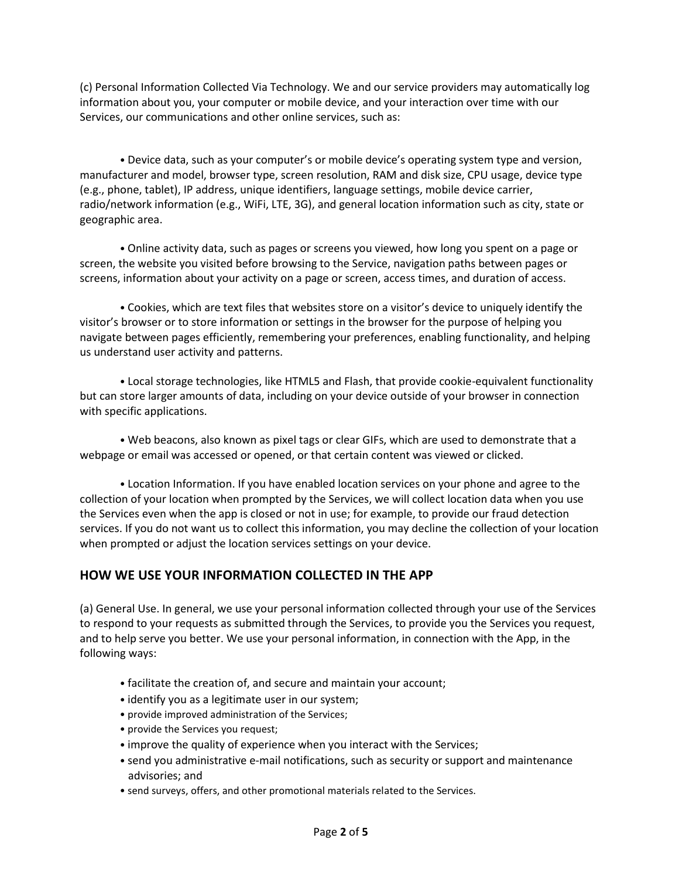(c) Personal Information Collected Via Technology. We and our service providers may automatically log information about you, your computer or mobile device, and your interaction over time with our Services, our communications and other online services, such as:

- Device data, such as your computer's or mobile device's operating system type and version, manufacturer and model, browser type, screen resolution, RAM and disk size, CPU usage, device type (e.g., phone, tablet), IP address, unique identifiers, language settings, mobile device carrier, radio/network information (e.g., WiFi, LTE, 3G), and general location information such as city, state or geographic area.

- Online activity data, such as pages or screens you viewed, how long you spent on a page or screen, the website you visited before browsing to the Service, navigation paths between pages or screens, information about your activity on a page or screen, access times, and duration of access.

- Cookies, which are text files that websites store on a visitor's device to uniquely identify the visitor's browser or to store information or settings in the browser for the purpose of helping you navigate between pages efficiently, remembering your preferences, enabling functionality, and helping us understand user activity and patterns.

- Local storage technologies, like HTML5 and Flash, that provide cookie-equivalent functionality but can store larger amounts of data, including on your device outside of your browser in connection with specific applications.

- Web beacons, also known as pixel tags or clear GIFs, which are used to demonstrate that a webpage or email was accessed or opened, or that certain content was viewed or clicked.

- Location Information. If you have enabled location services on your phone and agree to the collection of your location when prompted by the Services, we will collect location data when you use the Services even when the app is closed or not in use; for example, to provide our fraud detection services. If you do not want us to collect this information, you may decline the collection of your location when prompted or adjust the location services settings on your device.

## HOW WE USE YOUR INFORMATION COLLECTED IN THE APP

(a) General Use. In general, we use your personal information collected through your use of the Services to respond to your requests as submitted through the Services, to provide you the Services you request, and to help serve you better. We use your personal information, in connection with the App, in the following ways:

- facilitate the creation of, and secure and maintain your account;
- identify you as a legitimate user in our system;
- provide improved administration of the Services;
- provide the Services you request;
- improve the quality of experience when you interact with the Services;
- send you administrative e-mail notifications, such as security or support and maintenance advisories; and
- send surveys, offers, and other promotional materials related to the Services.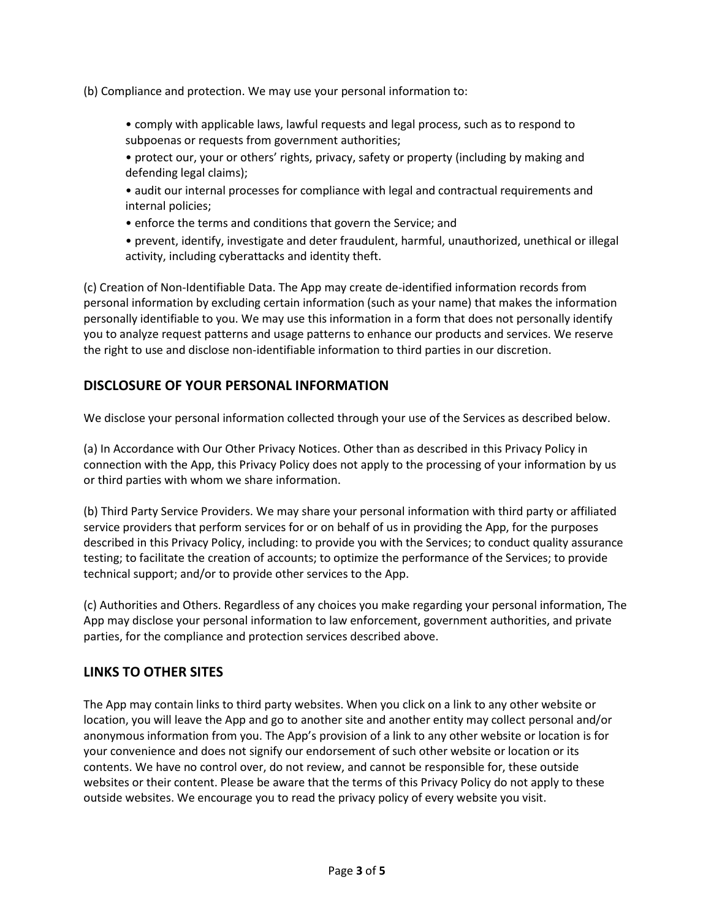(b) Compliance and protection. We may use your personal information to:

- comply with applicable laws, lawful requests and legal process, such as to respond to subpoenas or requests from government authorities;
- protect our, your or others' rights, privacy, safety or property (including by making and defending legal claims);
- audit our internal processes for compliance with legal and contractual requirements and internal policies;
- enforce the terms and conditions that govern the Service; and
- prevent, identify, investigate and deter fraudulent, harmful, unauthorized, unethical or illegal activity, including cyberattacks and identity theft.

(c) Creation of Non-Identifiable Data. The App may create de-identified information records from personal information by excluding certain information (such as your name) that makes the information personally identifiable to you. We may use this information in a form that does not personally identify you to analyze request patterns and usage patterns to enhance our products and services. We reserve the right to use and disclose non-identifiable information to third parties in our discretion.

## DISCLOSURE OF YOUR PERSONAL INFORMATION

We disclose your personal information collected through your use of the Services as described below.

(a) In Accordance with Our Other Privacy Notices. Other than as described in this Privacy Policy in connection with the App, this Privacy Policy does not apply to the processing of your information by us or third parties with whom we share information.

(b) Third Party Service Providers. We may share your personal information with third party or affiliated service providers that perform services for or on behalf of us in providing the App, for the purposes described in this Privacy Policy, including: to provide you with the Services; to conduct quality assurance testing; to facilitate the creation of accounts; to optimize the performance of the Services; to provide technical support; and/or to provide other services to the App.

(c) Authorities and Others. Regardless of any choices you make regarding your personal information, The App may disclose your personal information to law enforcement, government authorities, and private parties, for the compliance and protection services described above.

## LINKS TO OTHER SITES

The App may contain links to third party websites. When you click on a link to any other website or location, you will leave the App and go to another site and another entity may collect personal and/or anonymous information from you. The App's provision of a link to any other website or location is for your convenience and does not signify our endorsement of such other website or location or its contents. We have no control over, do not review, and cannot be responsible for, these outside websites or their content. Please be aware that the terms of this Privacy Policy do not apply to these outside websites. We encourage you to read the privacy policy of every website you visit.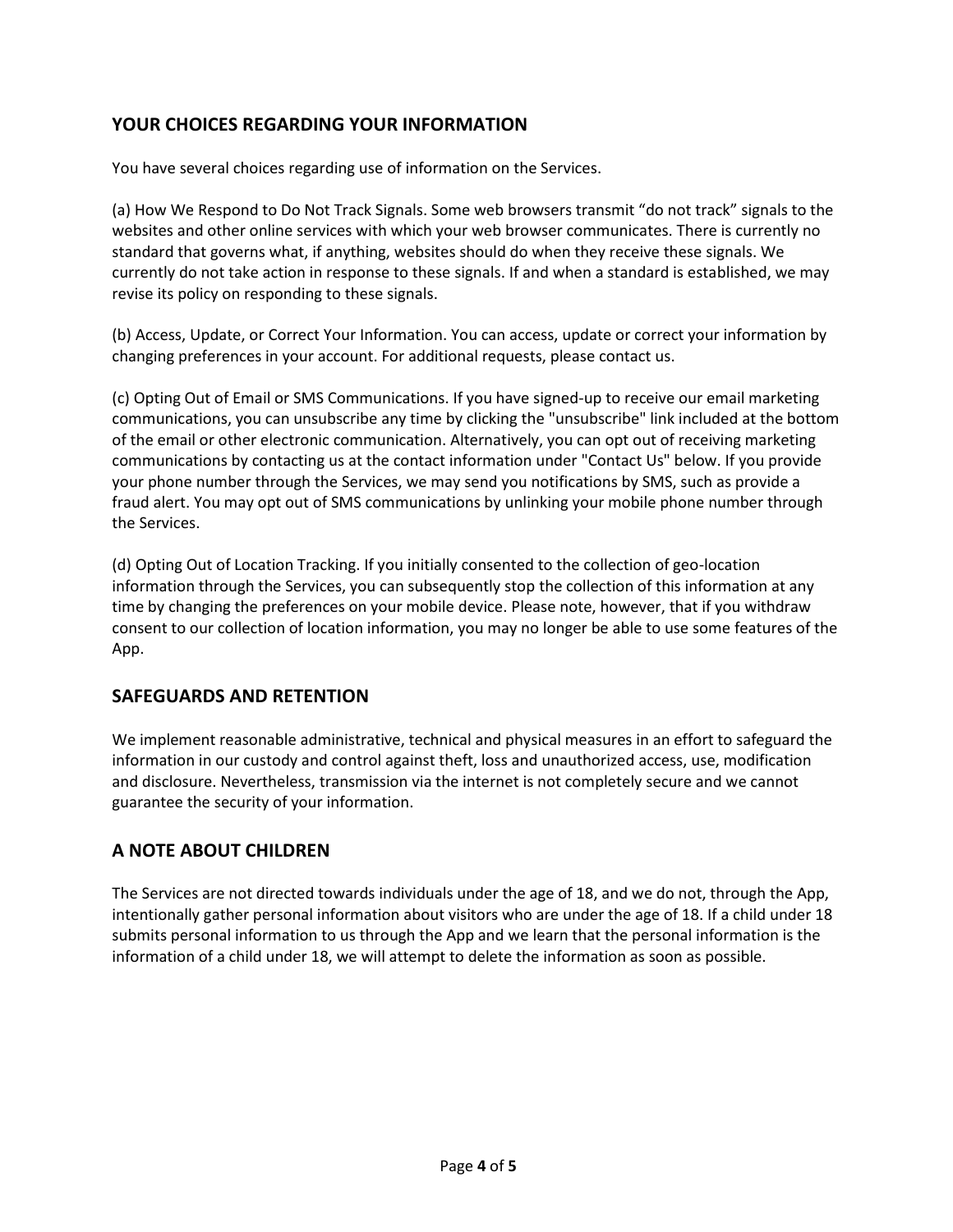## YOUR CHOICES REGARDING YOUR INFORMATION

You have several choices regarding use of information on the Services.

(a) How We Respond to Do Not Track Signals. Some web browsers transmit "do not track" signals to the websites and other online services with which your web browser communicates. There is currently no standard that governs what, if anything, websites should do when they receive these signals. We currently do not take action in response to these signals. If and when a standard is established, we may revise its policy on responding to these signals.

(b) Access, Update, or Correct Your Information. You can access, update or correct your information by changing preferences in your account. For additional requests, please contact us.

(c) Opting Out of Email or SMS Communications. If you have signed-up to receive our email marketing communications, you can unsubscribe any time by clicking the "unsubscribe" link included at the bottom of the email or other electronic communication. Alternatively, you can opt out of receiving marketing communications by contacting us at the contact information under "Contact Us" below. If you provide your phone number through the Services, we may send you notifications by SMS, such as provide a fraud alert. You may opt out of SMS communications by unlinking your mobile phone number through the Services.

(d) Opting Out of Location Tracking. If you initially consented to the collection of geo-location information through the Services, you can subsequently stop the collection of this information at any time by changing the preferences on your mobile device. Please note, however, that if you withdraw consent to our collection of location information, you may no longer be able to use some features of the App.

## SAFEGUARDS AND RETENTION

We implement reasonable administrative, technical and physical measures in an effort to safeguard the information in our custody and control against theft, loss and unauthorized access, use, modification and disclosure. Nevertheless, transmission via the internet is not completely secure and we cannot guarantee the security of your information.

## A NOTE ABOUT CHILDREN

The Services are not directed towards individuals under the age of 18, and we do not, through the App, intentionally gather personal information about visitors who are under the age of 18. If a child under 18 submits personal information to us through the App and we learn that the personal information is the information of a child under 18, we will attempt to delete the information as soon as possible.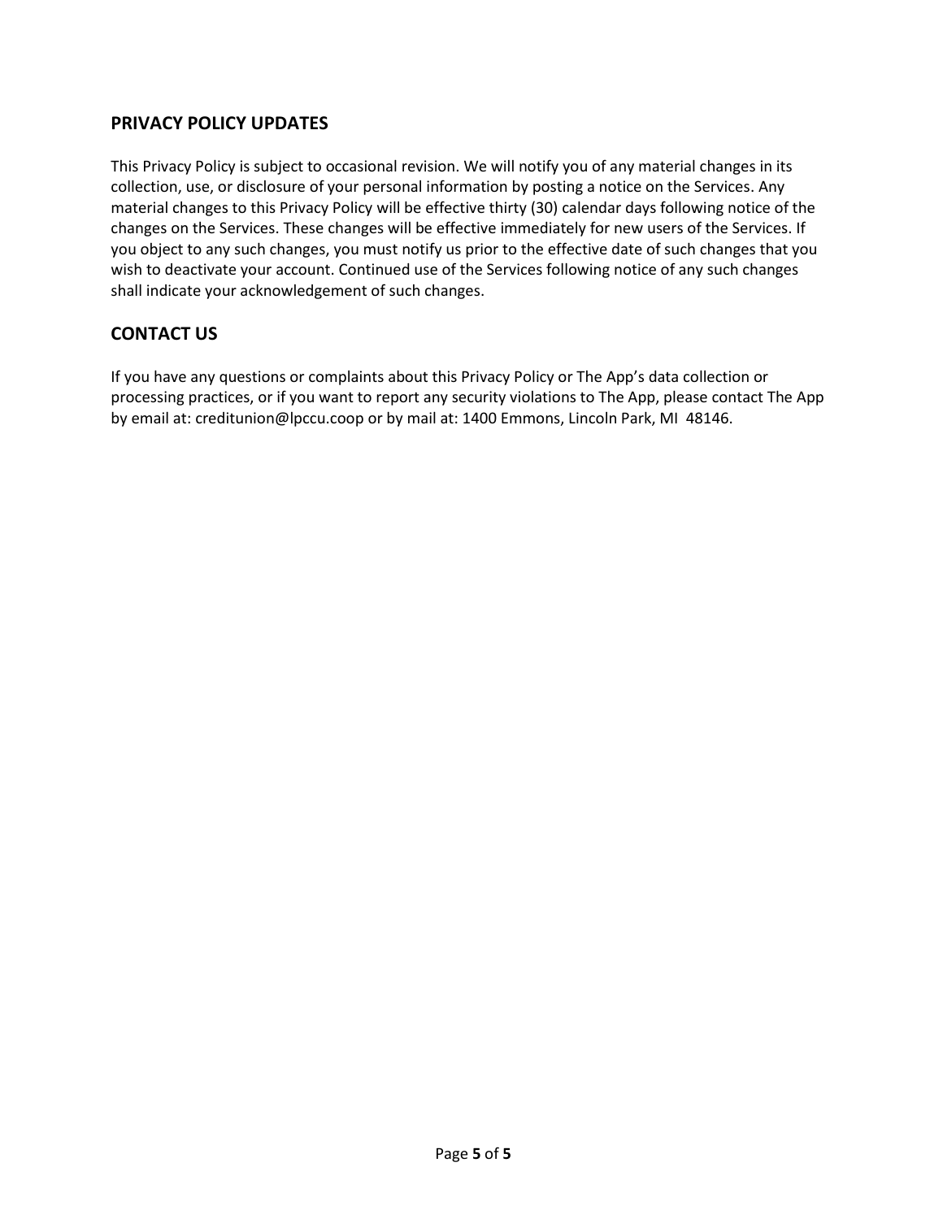## PRIVACY POLICY UPDATES

This Privacy Policy is subject to occasional revision. We will notify you of any material changes in its collection, use, or disclosure of your personal information by posting a notice on the Services. Any material changes to this Privacy Policy will be effective thirty (30) calendar days following notice of the changes on the Services. These changes will be effective immediately for new users of the Services. If you object to any such changes, you must notify us prior to the effective date of such changes that you wish to deactivate your account. Continued use of the Services following notice of any such changes shall indicate your acknowledgement of such changes.

## CONTACT US

If you have any questions or complaints about this Privacy Policy or The App's data collection or processing practices, or if you want to report any security violations to The App, please contact The App by email at: creditunion@lpccu.coop or by mail at: 1400 Emmons, Lincoln Park, MI 48146.